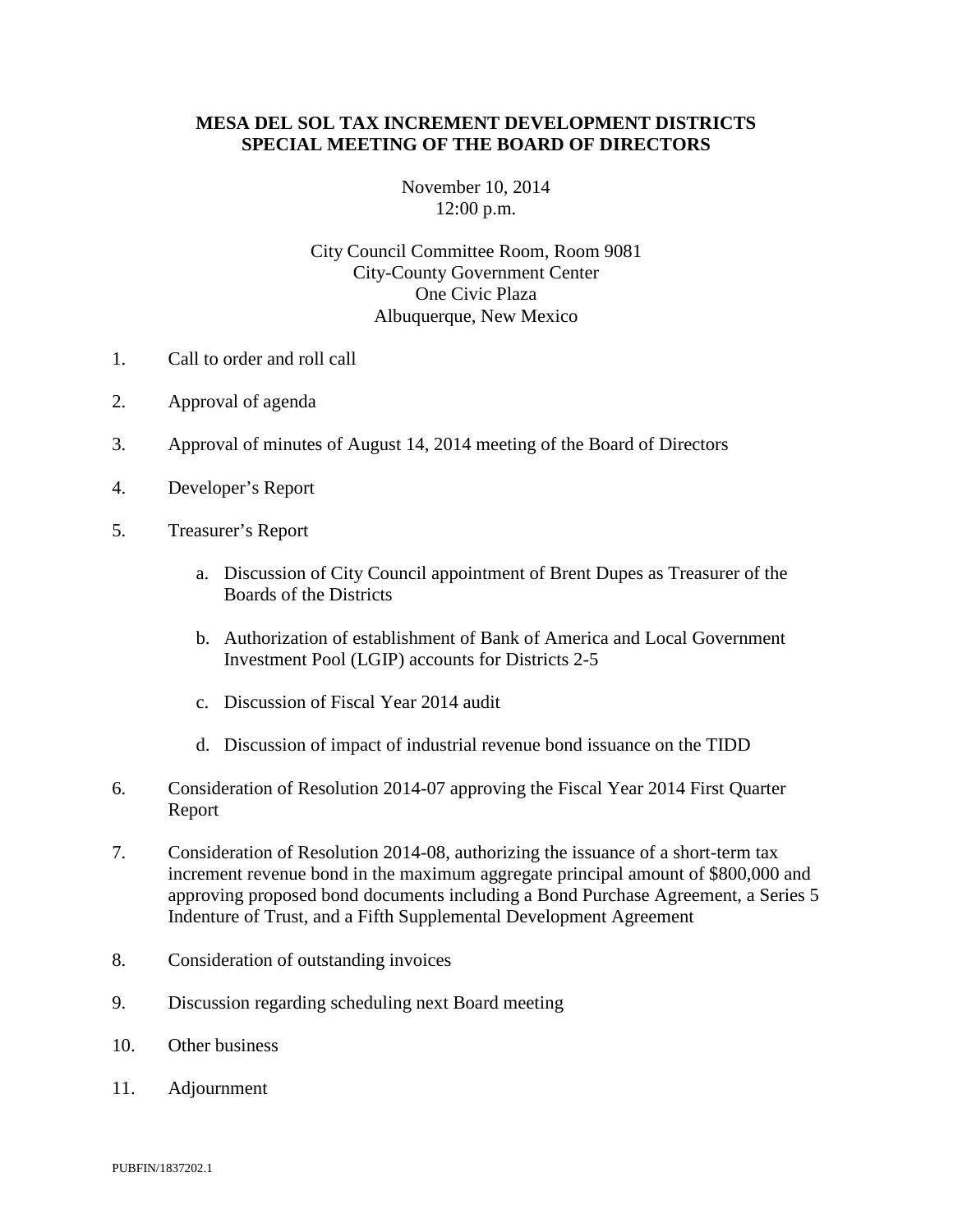# MESA DEL SOL TAX INCREMENT DEVELOPMENT DISTRICTS
# SPECIAL MEETING OF THE BOARD OF DIRECTORS

November 10, 2014
12:00 p.m.

City Council Committee Room, Room 9081
City-County Government Center
One Civic Plaza
Albuquerque, New Mexico

1. Call to order and roll call

2. Approval of agenda

3. Approval of minutes of August 14, 2014 meeting of the Board of Directors

4. Developer's Report

5. Treasurer's Report

   a. Discussion of City Council appointment of Brent Dupes as Treasurer of the Boards of the Districts

   b. Authorization of establishment of Bank of America and Local Government Investment Pool (LGIP) accounts for Districts 2-5

   c. Discussion of Fiscal Year 2014 audit

   d. Discussion of impact of industrial revenue bond issuance on the TIDD

6. Consideration of Resolution 2014-07 approving the Fiscal Year 2014 First Quarter Report

7. Consideration of Resolution 2014-08, authorizing the issuance of a short-term tax increment revenue bond in the maximum aggregate principal amount of $800,000 and approving proposed bond documents including a Bond Purchase Agreement, a Series 5 Indenture of Trust, and a Fifth Supplemental Development Agreement

8. Consideration of outstanding invoices

9. Discussion regarding scheduling next Board meeting

10. Other business

11. Adjournment

PUBFIN/1837202.1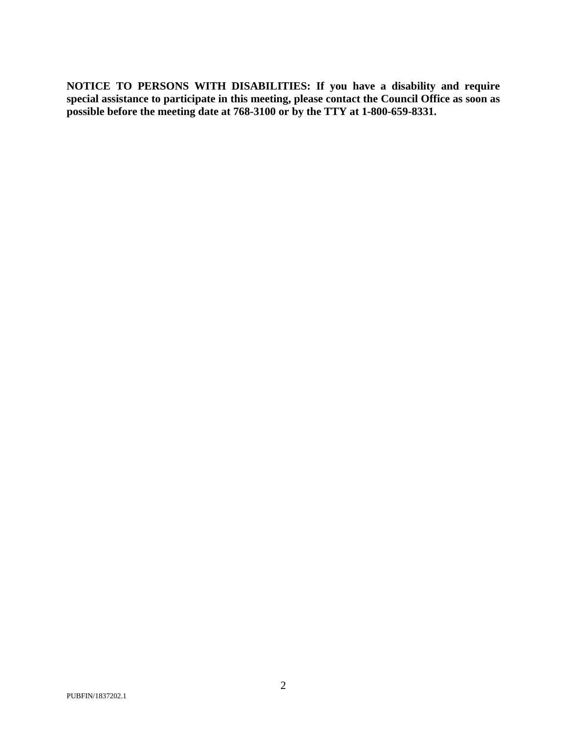**NOTICE TO PERSONS WITH DISABILITIES: If you have a disability and require special assistance to participate in this meeting, please contact the Council Office as soon as possible before the meeting date at 768-3100 or by the TTY at 1-800-659-8331.**

PUBFIN/1837202.1